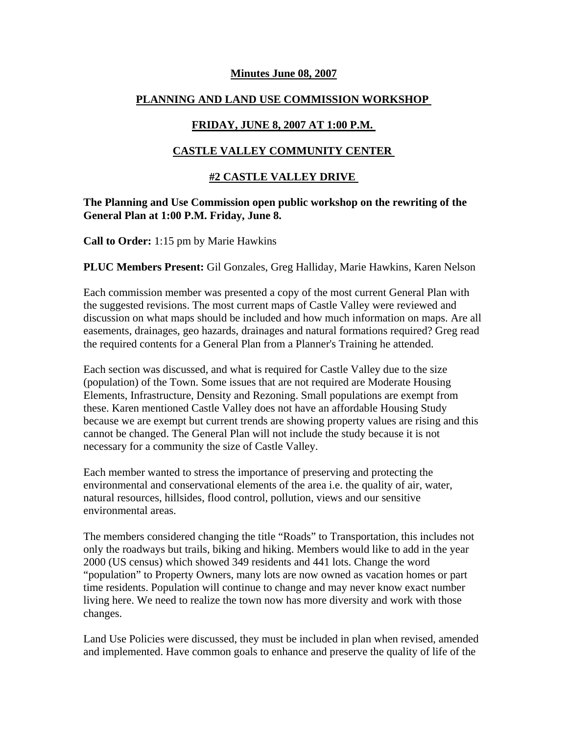**Minutes June 08, 2007**

**PLANNING AND LAND USE COMMISSION WORKSHOP**

**FRIDAY, JUNE 8, 2007 AT 1:00 P.M.**

**CASTLE VALLEY COMMUNITY CENTER**

**#2 CASTLE VALLEY DRIVE**

**The Planning and Use Commission open public workshop on the rewriting of the General Plan at 1:00 P.M. Friday, June 8.**

**Call to Order:** 1:15 pm by Marie Hawkins

**PLUC Members Present:** Gil Gonzales, Greg Halliday, Marie Hawkins, Karen Nelson

Each commission member was presented a copy of the most current General Plan with the suggested revisions. The most current maps of Castle Valley were reviewed and discussion on what maps should be included and how much information on maps. Are all easements, drainages, geo hazards, drainages and natural formations required? Greg read the required contents for a General Plan from a Planner's Training he attended.

Each section was discussed, and what is required for Castle Valley due to the size (population) of the Town. Some issues that are not required are Moderate Housing Elements, Infrastructure, Density and Rezoning. Small populations are exempt from these. Karen mentioned Castle Valley does not have an affordable Housing Study because we are exempt but current trends are showing property values are rising and this cannot be changed. The General Plan will not include the study because it is not necessary for a community the size of Castle Valley.

Each member wanted to stress the importance of preserving and protecting the environmental and conservational elements of the area i.e. the quality of air, water, natural resources, hillsides, flood control, pollution, views and our sensitive environmental areas.

The members considered changing the title "Roads" to Transportation, this includes not only the roadways but trails, biking and hiking. Members would like to add in the year 2000 (US census) which showed 349 residents and 441 lots. Change the word "population" to Property Owners, many lots are now owned as vacation homes or part time residents. Population will continue to change and may never know exact number living here. We need to realize the town now has more diversity and work with those changes.

Land Use Policies were discussed, they must be included in plan when revised, amended and implemented. Have common goals to enhance and preserve the quality of life of the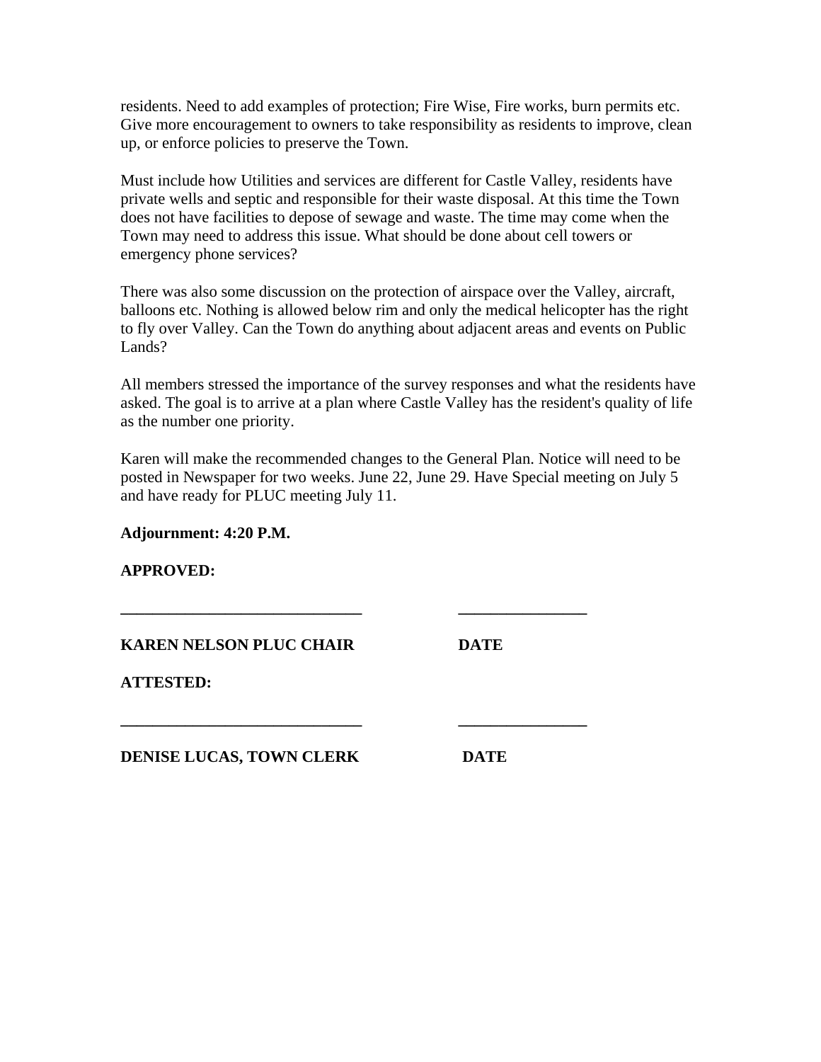residents. Need to add examples of protection; Fire Wise, Fire works, burn permits etc. Give more encouragement to owners to take responsibility as residents to improve, clean up, or enforce policies to preserve the Town.

Must include how Utilities and services are different for Castle Valley, residents have private wells and septic and responsible for their waste disposal. At this time the Town does not have facilities to depose of sewage and waste. The time may come when the Town may need to address this issue. What should be done about cell towers or emergency phone services?

There was also some discussion on the protection of airspace over the Valley, aircraft, balloons etc. Nothing is allowed below rim and only the medical helicopter has the right to fly over Valley. Can the Town do anything about adjacent areas and events on Public Lands?

All members stressed the importance of the survey responses and what the residents have asked. The goal is to arrive at a plan where Castle Valley has the resident's quality of life as the number one priority.

Karen will make the recommended changes to the General Plan. Notice will need to be posted in Newspaper for two weeks. June 22, June 29. Have Special meeting on July 5 and have ready for PLUC meeting July 11.

**Adjournment: 4:20 P.M.**

**APPROVED:**

**______________________________ ________________**

**KAREN NELSON PLUC CHAIR DATE**

**ATTESTED:**

**______________________________ ________________**

**DENISE LUCAS, TOWN CLERK DATE**